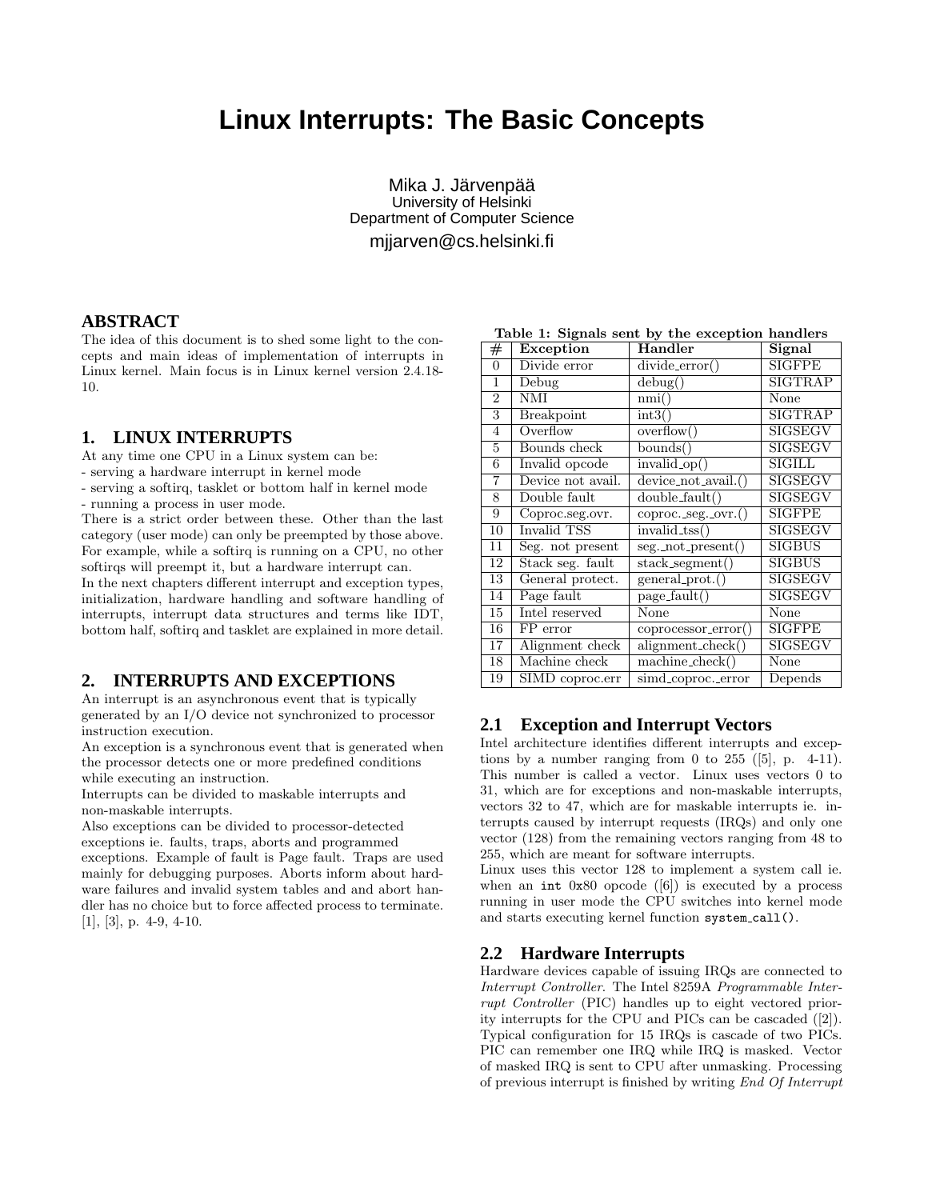# Linux Interrupts: The Basic Concepts

Mika J. Järvenpää
University of Helsinki
Department of Computer Science
mjjarven@cs.helsinki.fi

## ABSTRACT

The idea of this document is to shed some light to the concepts and main ideas of implementation of interrupts in Linux kernel. Main focus is in Linux kernel version 2.4.18-10.

## 1. LINUX INTERRUPTS

At any time one CPU in a Linux system can be:

- serving a hardware interrupt in kernel mode
- serving a softirq, tasklet or bottom half in kernel mode
- running a process in user mode.

There is a strict order between these. Other than the last category (user mode) can only be preempted by those above. For example, while a softirq is running on a CPU, no other softirqs will preempt it, but a hardware interrupt can.

In the next chapters different interrupt and exception types, initialization, hardware handling and software handling of interrupts, interrupt data structures and terms like IDT, bottom half, softirq and tasklet are explained in more detail.

## 2. INTERRUPTS AND EXCEPTIONS

An interrupt is an asynchronous event that is typically generated by an I/O device not synchronized to processor instruction execution.

An exception is a synchronous event that is generated when the processor detects one or more predefined conditions while executing an instruction.

Interrupts can be divided to maskable interrupts and non-maskable interrupts.

Also exceptions can be divided to processor-detected exceptions ie. faults, traps, aborts and programmed exceptions. Example of fault is Page fault. Traps are used mainly for debugging purposes. Aborts inform about hardware failures and invalid system tables and and abort handler has no choice but to force affected process to terminate. [1], [3], p. 4-9, 4-10.

**Table 1: Signals sent by the exception handlers**

| # | Exception | Handler | Signal |
|---|---|---|---|
| 0 | Divide error | divide_error() | SIGFPE |
| 1 | Debug | debug() | SIGTRAP |
| 2 | NMI | nmi() | None |
| 3 | Breakpoint | int3() | SIGTRAP |
| 4 | Overflow | overflow() | SIGSEGV |
| 5 | Bounds check | bounds() | SIGSEGV |
| 6 | Invalid opcode | invalid_op() | SIGILL |
| 7 | Device not avail. | device_not_avail.() | SIGSEGV |
| 8 | Double fault | double_fault() | SIGSEGV |
| 9 | Coproc.seg.ovr. | coproc._seg._ovr.() | SIGFPE |
| 10 | Invalid TSS | invalid_tss() | SIGSEGV |
| 11 | Seg. not present | seg._not_present() | SIGBUS |
| 12 | Stack seg. fault | stack_segment() | SIGBUS |
| 13 | General protect. | general_prot.() | SIGSEGV |
| 14 | Page fault | page_fault() | SIGSEGV |
| 15 | Intel reserved | None | None |
| 16 | FP error | coprocessor_error() | SIGFPE |
| 17 | Alignment check | alignment_check() | SIGSEGV |
| 18 | Machine check | machine_check() | None |
| 19 | SIMD coproc.err | simd_coproc._error | Depends |

### 2.1 Exception and Interrupt Vectors

Intel architecture identifies different interrupts and exceptions by a number ranging from 0 to 255 ([5], p. 4-11). This number is called a vector. Linux uses vectors 0 to 31, which are for exceptions and non-maskable interrupts, vectors 32 to 47, which are for maskable interrupts ie. interrupts caused by interrupt requests (IRQs) and only one vector (128) from the remaining vectors ranging from 48 to 255, which are meant for software interrupts.

Linux uses this vector 128 to implement a system call ie. when an `int 0x80` opcode ([6]) is executed by a process running in user mode the CPU switches into kernel mode and starts executing kernel function `system_call()`.

### 2.2 Hardware Interrupts

Hardware devices capable of issuing IRQs are connected to *Interrupt Controller*. The Intel 8259A *Programmable Interrupt Controller* (PIC) handles up to eight vectored priority interrupts for the CPU and PICs can be cascaded ([2]). Typical configuration for 15 IRQs is cascade of two PICs. PIC can remember one IRQ while IRQ is masked. Vector of masked IRQ is sent to CPU after unmasking. Processing of previous interrupt is finished by writing *End Of Interrupt*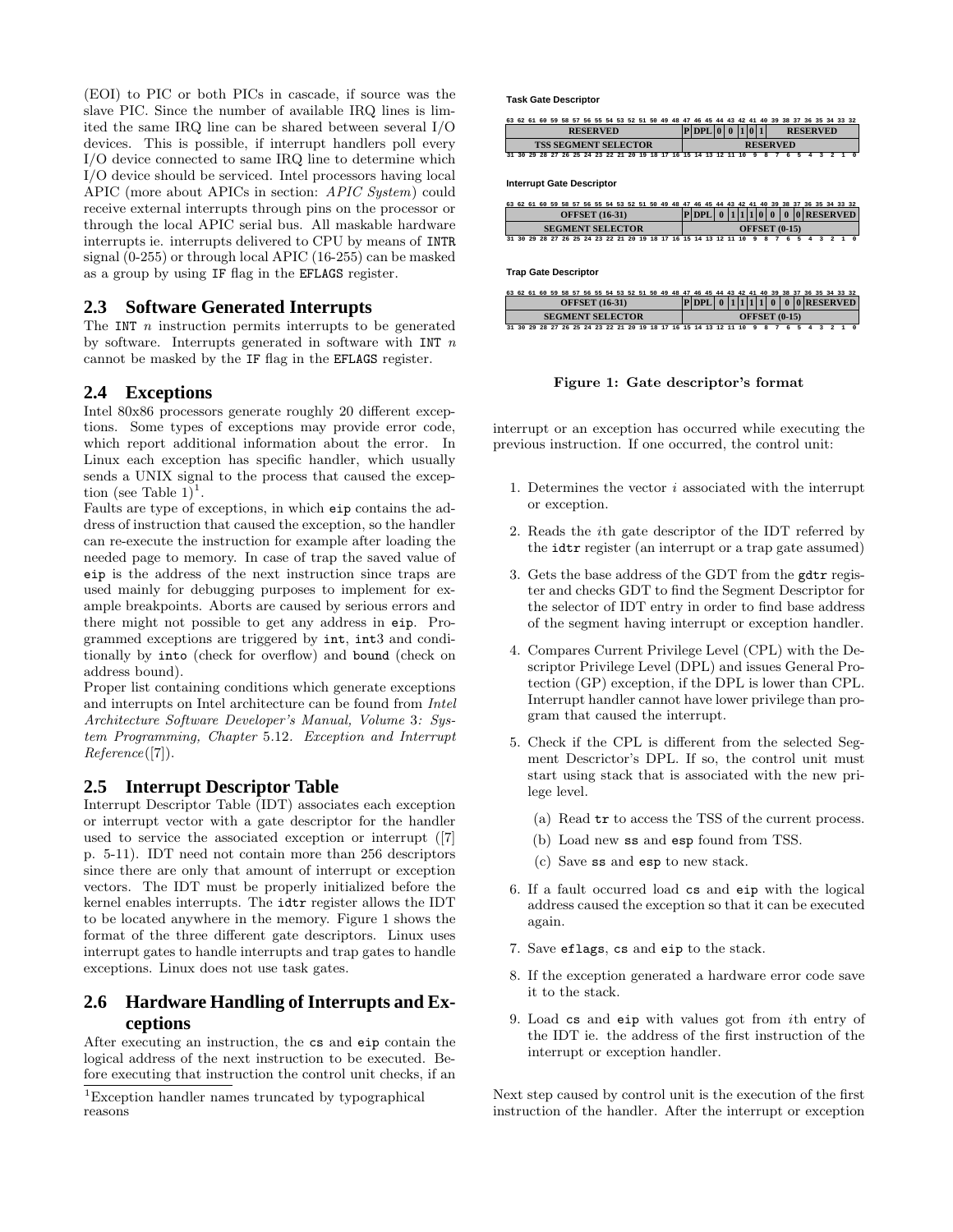(EOI) to PIC or both PICs in cascade, if source was the slave PIC. Since the number of available IRQ lines is limited the same IRQ line can be shared between several I/O devices. This is possible, if interrupt handlers poll every I/O device connected to same IRQ line to determine which I/O device should be serviced. Intel processors having local APIC (more about APICs in section: *APIC System*) could receive external interrupts through pins on the processor or through the local APIC serial bus. All maskable hardware interrupts ie. interrupts delivered to CPU by means of `INTR` signal (0-255) or through local APIC (16-255) can be masked as a group by using `IF` flag in the `EFLAGS` register.

## 2.3 Software Generated Interrupts

The `INT` $n$ instruction permits interrupts to be generated by software. Interrupts generated in software with `INT` $n$ cannot be masked by the `IF` flag in the `EFLAGS` register.

## 2.4 Exceptions

Intel 80x86 processors generate roughly 20 different exceptions. Some types of exceptions may provide error code, which report additional information about the error. In Linux each exception has specific handler, which usually sends a UNIX signal to the process that caused the exception (see Table 1)[1].

Faults are type of exceptions, in which `eip` contains the address of instruction that caused the exception, so the handler can re-execute the instruction for example after loading the needed page to memory. In case of trap the saved value of `eip` is the address of the next instruction since traps are used mainly for debugging purposes to implement for example breakpoints. Aborts are caused by serious errors and there might not possible to get any address in `eip`. Programmed exceptions are triggered by `int`, `int3` and conditionally by `into` (check for overflow) and `bound` (check on address bound).

Proper list containing conditions which generate exceptions and interrupts on Intel architecture can be found from *Intel Architecture Software Developer's Manual, Volume 3: System Programming, Chapter 5.12. Exception and Interrupt Reference*([7]).

## 2.5 Interrupt Descriptor Table

Interrupt Descriptor Table (IDT) associates each exception or interrupt vector with a gate descriptor for the handler used to service the associated exception or interrupt ([7] p. 5-11). IDT need not contain more than 256 descriptors since there are only that amount of interrupt or exception vectors. The IDT must be properly initialized before the kernel enables interrupts. The `idtr` register allows the IDT to be located anywhere in the memory. Figure 1 shows the format of the three different gate descriptors. Linux uses interrupt gates to handle interrupts and trap gates to handle exceptions. Linux does not use task gates.

## 2.6 Hardware Handling of Interrupts and Exceptions

After executing an instruction, the `cs` and `eip` contain the logical address of the next instruction to be executed. Before executing that instruction the control unit checks, if an interrupt or an exception has occurred while executing the previous instruction. If one occurred, the control unit:

1. Determines the vector $i$ associated with the interrupt or exception.
2. Reads the $i$th gate descriptor of the IDT referred by the `idtr` register (an interrupt or a trap gate assumed)
3. Gets the base address of the GDT from the `gdtr` register and checks GDT to find the Segment Descriptor for the selector of IDT entry in order to find base address of the segment having interrupt or exception handler.
4. Compares Current Privilege Level (CPL) with the Descriptor Privilege Level (DPL) and issues General Protection (GP) exception, if the DPL is lower than CPL. Interrupt handler cannot have lower privilege than program that caused the interrupt.
5. Check if the CPL is different from the selected Segment Descrictor's DPL. If so, the control unit must start using stack that is associated with the new privilege level.
   (a) Read `tr` to access the TSS of the current process.
   (b) Load new `ss` and `esp` found from TSS.
   (c) Save `ss` and `esp` to new stack.
6. If a fault occurred load `cs` and `eip` with the logical address caused the exception so that it can be executed again.
7. Save `eflags`, `cs` and `eip` to the stack.
8. If the exception generated a hardware error code save it to the stack.
9. Load `cs` and `eip` with values got from $i$th entry of the IDT ie. the address of the first instruction of the interrupt or exception handler.

Next step caused by control unit is the execution of the first instruction of the handler. After the interrupt or exception

**Task Gate Descriptor**

| Bits 63–48 | 47 | 46–45 | 44 | 43 | 42 | 41 | 40 | 39–32 |
|---|---|---|---|---|---|---|---|---|
| RESERVED | P | DPL | 0 | 0 | 1 | 0 | 1 | RESERVED |

| Bits 31–16 | Bits 15–0 |
|---|---|
| TSS SEGMENT SELECTOR | RESERVED |

**Interrupt Gate Descriptor**

| Bits 63–48 | 47 | 46–45 | 44 | 43 | 42 | 41 | 40 | 39 | 38 | 37 | 36–32 |
|---|---|---|---|---|---|---|---|---|---|---|---|
| | P | DPL | 0 | 1 | 1 | 1 | 0 | 0 | 0 | 0 | RESERVED |

| Bits 31–16 | Bits 15–0 |
|---|---|
| SEGMENT SELECTOR | OFFSET (0-15) |

**Trap Gate Descriptor**

| Bits 63–48 | 47 | 46–45 | 44 | 43 | 42 | 41 | 40 | 39 | 38 | 37 | 36–32 |
|---|---|---|---|---|---|---|---|---|---|---|---|
| OFFSET (16-31) | P | DPL | 0 | 1 | 1 | 1 | 1 | 0 | 0 | 0 | RESERVED |

| Bits 31–16 | Bits 15–0 |
|---|---|
| SEGMENT SELECTOR | OFFSET (0-15) |

**Figure 1: Gate descriptor's format**

[1] Exception handler names truncated by typographical reasons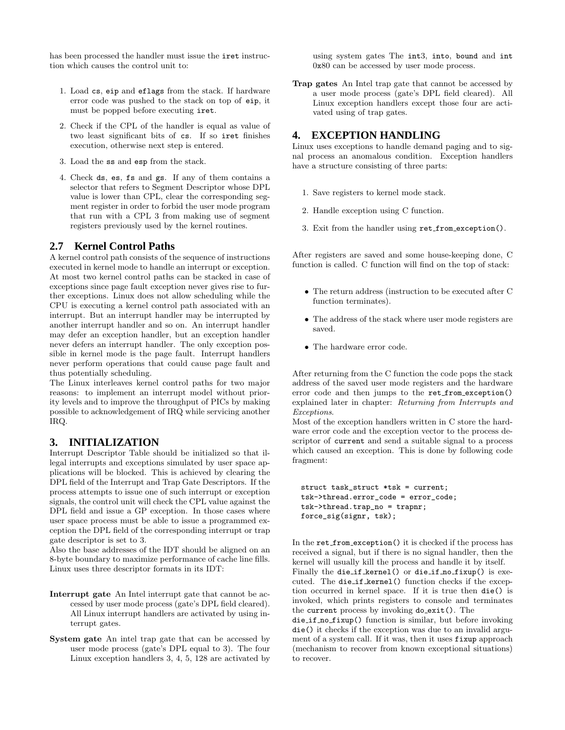has been processed the handler must issue the `iret` instruction which causes the control unit to:

1. Load `cs`, `eip` and `eflags` from the stack. If hardware error code was pushed to the stack on top of `eip`, it must be popped before executing `iret`.
2. Check if the CPL of the handler is equal as value of two least significant bits of `cs`. If so `iret` finishes execution, otherwise next step is entered.
3. Load the `ss` and `esp` from the stack.
4. Check `ds`, `es`, `fs` and `gs`. If any of them contains a selector that refers to Segment Descriptor whose DPL value is lower than CPL, clear the corresponding segment register in order to forbid the user mode program that run with a CPL 3 from making use of segment registers previously used by the kernel routines.

## 2.7 Kernel Control Paths

A kernel control path consists of the sequence of instructions executed in kernel mode to handle an interrupt or exception. At most two kernel control paths can be stacked in case of exceptions since page fault exception never gives rise to further exceptions. Linux does not allow scheduling while the CPU is executing a kernel control path associated with an interrupt. But an interrupt handler may be interrupted by another interrupt handler and so on. An interrupt handler may defer an exception handler, but an exception handler never defers an interrupt handler. The only exception possible in kernel mode is the page fault. Interrupt handlers never perform operations that could cause page fault and thus potentially scheduling.

The Linux interleaves kernel control paths for two major reasons: to implement an interrupt model without priority levels and to improve the throughput of PICs by making possible to acknowledgement of IRQ while servicing another IRQ.

# 3. INITIALIZATION

Interrupt Descriptor Table should be initialized so that illegal interrupts and exceptions simulated by user space applications will be blocked. This is achieved by clearing the DPL field of the Interrupt and Trap Gate Descriptors. If the process attempts to issue one of such interrupt or exception signals, the control unit will check the CPL value against the DPL field and issue a GP exception. In those cases where user space process must be able to issue a programmed exception the DPL field of the corresponding interrupt or trap gate descriptor is set to 3.

Also the base addresses of the IDT should be aligned on an 8-byte boundary to maximize performance of cache line fills. Linux uses three descriptor formats in its IDT:

**Interrupt gate** An Intel interrupt gate that cannot be accessed by user mode process (gate's DPL field cleared). All Linux interrupt handlers are activated by using interrupt gates.

**System gate** An intel trap gate that can be accessed by user mode process (gate's DPL equal to 3). The four Linux exception handlers 3, 4, 5, 128 are activated by using system gates The `int3`, `into`, `bound` and `int 0x80` can be accessed by user mode process.

**Trap gates** An Intel trap gate that cannot be accessed by a user mode process (gate's DPL field cleared). All Linux exception handlers except those four are activated using of trap gates.

# 4. EXCEPTION HANDLING

Linux uses exceptions to handle demand paging and to signal process an anomalous condition. Exception handlers have a structure consisting of three parts:

1. Save registers to kernel mode stack.
2. Handle exception using C function.
3. Exit from the handler using `ret_from_exception()`.

After registers are saved and some house-keeping done, C function is called. C function will find on the top of stack:

- The return address (instruction to be executed after C function terminates).
- The address of the stack where user mode registers are saved.
- The hardware error code.

After returning from the C function the code pops the stack address of the saved user mode registers and the hardware error code and then jumps to the `ret_from_exception()` explained later in chapter: *Returning from Interrupts and Exceptions*.

Most of the exception handlers written in C store the hardware error code and the exception vector to the process descriptor of `current` and send a suitable signal to a process which caused an exception. This is done by following code fragment:

```
struct task_struct *tsk = current;
tsk->thread.error_code = error_code;
tsk->thread.trap_no = trapnr;
force_sig(signr, tsk);
```

In the `ret_from_exception()` it is checked if the process has received a signal, but if there is no signal handler, then the kernel will usually kill the process and handle it by itself.

Finally the `die_if_kernel()` or `die_if_no_fixup()` is executed. The `die_if_kernel()` function checks if the exception occurred in kernel space. If it is true then `die()` is invoked, which prints registers to console and terminates the `current` process by invoking `do_exit()`. The `die_if_no_fixup()` function is similar, but before invoking `die()` it checks if the exception was due to an invalid argument of a system call. If it was, then it uses `fixup` approach (mechanism to recover from known exceptional situations) to recover.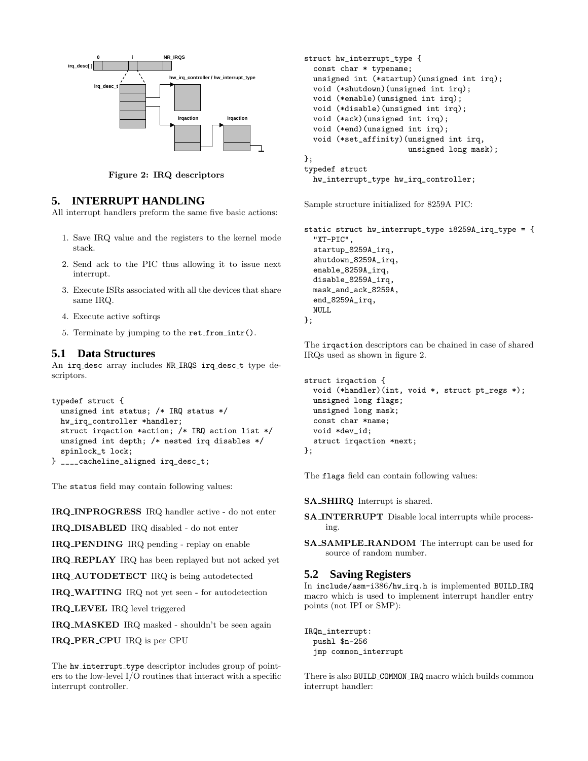Figure 2: IRQ descriptors

## 5. INTERRUPT HANDLING

All interrupt handlers preform the same five basic actions:

1. Save IRQ value and the registers to the kernel mode stack.
2. Send ack to the PIC thus allowing it to issue next interrupt.
3. Execute ISRs associated with all the devices that share same IRQ.
4. Execute active softirqs
5. Terminate by jumping to the `ret_from_intr()`.

### 5.1 Data Structures

An `irq_desc` array includes `NR_IRQS` `irq_desc_t` type descriptors.

```
typedef struct {
  unsigned int status; /* IRQ status */
  hw_irq_controller *handler;
  struct irqaction *action; /* IRQ action list */
  unsigned int depth; /* nested irq disables */
  spinlock_t lock;
} ____cacheline_aligned irq_desc_t;
```

The `status` field may contain following values:

**IRQ_INPROGRESS** IRQ handler active - do not enter

**IRQ_DISABLED** IRQ disabled - do not enter

**IRQ_PENDING** IRQ pending - replay on enable

**IRQ_REPLAY** IRQ has been replayed but not acked yet

**IRQ_AUTODETECT** IRQ is being autodetected

**IRQ_WAITING** IRQ not yet seen - for autodetection

**IRQ_LEVEL** IRQ level triggered

**IRQ_MASKED** IRQ masked - shouldn't be seen again

**IRQ_PER_CPU** IRQ is per CPU

The `hw_interrupt_type` descriptor includes group of pointers to the low-level I/O routines that interact with a specific interrupt controller.

```
struct hw_interrupt_type {
  const char * typename;
  unsigned int (*startup)(unsigned int irq);
  void (*shutdown)(unsigned int irq);
  void (*enable)(unsigned int irq);
  void (*disable)(unsigned int irq);
  void (*ack)(unsigned int irq);
  void (*end)(unsigned int irq);
  void (*set_affinity)(unsigned int irq,
                       unsigned long mask);
};
typedef struct
  hw_interrupt_type hw_irq_controller;
```

Sample structure initialized for 8259A PIC:

```
static struct hw_interrupt_type i8259A_irq_type = {
  "XT-PIC",
  startup_8259A_irq,
  shutdown_8259A_irq,
  enable_8259A_irq,
  disable_8259A_irq,
  mask_and_ack_8259A,
  end_8259A_irq,
  NULL
};
```

The `irqaction` descriptors can be chained in case of shared IRQs used as shown in figure 2.

```
struct irqaction {
  void (*handler)(int, void *, struct pt_regs *);
  unsigned long flags;
  unsigned long mask;
  const char *name;
  void *dev_id;
  struct irqaction *next;
};
```

The `flags` field can contain following values:

**SA_SHIRQ** Interrupt is shared.

**SA_INTERRUPT** Disable local interrupts while processing.

**SA_SAMPLE_RANDOM** The interrupt can be used for source of random number.

### 5.2 Saving Registers

In `include/asm-i386/hw_irq.h` is implemented `BUILD_IRQ` macro which is used to implement interrupt handler entry points (not IPI or SMP):

```
IRQn_interrupt:
  pushl $n-256
  jmp common_interrupt
```

There is also `BUILD_COMMON_IRQ` macro which builds common interrupt handler: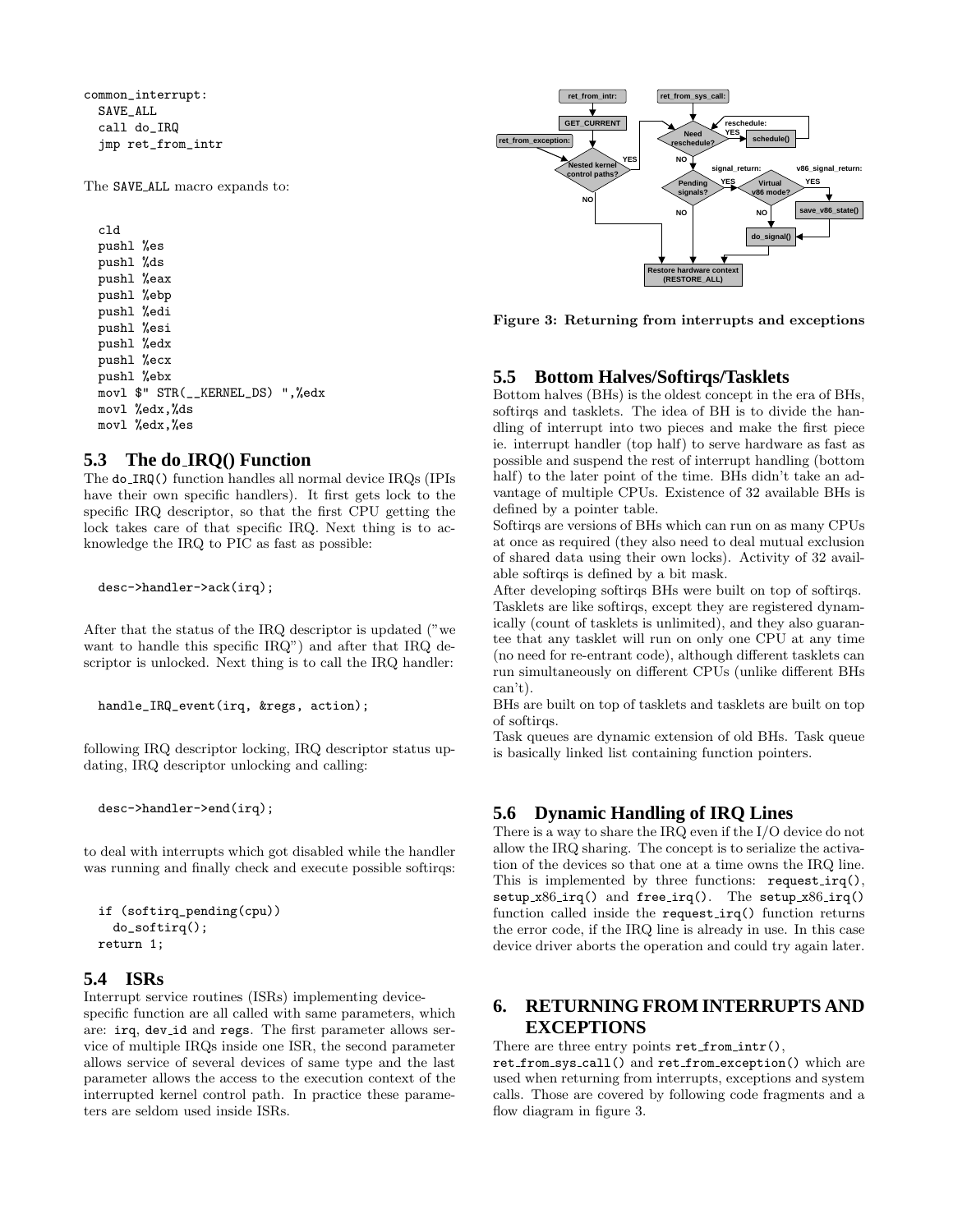```
common_interrupt:
  SAVE_ALL
  call do_IRQ
  jmp ret_from_intr
```

The SAVE_ALL macro expands to:

```
cld
pushl %es
pushl %ds
pushl %eax
pushl %ebp
pushl %edi
pushl %esi
pushl %edx
pushl %ecx
pushl %ebx
movl $" STR(__KERNEL_DS) ",%edx
movl %edx,%ds
movl %edx,%es
```

## 5.3 The do_IRQ() Function

The do_IRQ() function handles all normal device IRQs (IPIs have their own specific handlers). It first gets lock to the specific IRQ descriptor, so that the first CPU getting the lock takes care of that specific IRQ. Next thing is to acknowledge the IRQ to PIC as fast as possible:

```
desc->handler->ack(irq);
```

After that the status of the IRQ descriptor is updated ("we want to handle this specific IRQ") and after that IRQ descriptor is unlocked. Next thing is to call the IRQ handler:

```
handle_IRQ_event(irq, &regs, action);
```

following IRQ descriptor locking, IRQ descriptor status updating, IRQ descriptor unlocking and calling:

```
desc->handler->end(irq);
```

to deal with interrupts which got disabled while the handler was running and finally check and execute possible softirqs:

```
if (softirq_pending(cpu))
  do_softirq();
return 1;
```

## 5.4 ISRs

Interrupt service routines (ISRs) implementing device-specific function are all called with same parameters, which are: irq, dev_id and regs. The first parameter allows service of multiple IRQs inside one ISR, the second parameter allows service of several devices of same type and the last parameter allows the access to the execution context of the interrupted kernel control path. In practice these parameters are seldom used inside ISRs.

Figure 3: Returning from interrupts and exceptions

## 5.5 Bottom Halves/Softirqs/Tasklets

Bottom halves (BHs) is the oldest concept in the era of BHs, softirqs and tasklets. The idea of BH is to divide the handling of interrupt into two pieces and make the first piece ie. interrupt handler (top half) to serve hardware as fast as possible and suspend the rest of interrupt handling (bottom half) to the later point of the time. BHs didn't take an advantage of multiple CPUs. Existence of 32 available BHs is defined by a pointer table.

Softirqs are versions of BHs which can run on as many CPUs at once as required (they also need to deal mutual exclusion of shared data using their own locks). Activity of 32 available softirqs is defined by a bit mask.

After developing softirqs BHs were built on top of softirqs.

Tasklets are like softirqs, except they are registered dynamically (count of tasklets is unlimited), and they also guarantee that any tasklet will run on only one CPU at any time (no need for re-entrant code), although different tasklets can run simultaneously on different CPUs (unlike different BHs can't).

BHs are built on top of tasklets and tasklets are built on top of softirqs.

Task queues are dynamic extension of old BHs. Task queue is basically linked list containing function pointers.

## 5.6 Dynamic Handling of IRQ Lines

There is a way to share the IRQ even if the I/O device do not allow the IRQ sharing. The concept is to serialize the activation of the devices so that one at a time owns the IRQ line. This is implemented by three functions: request_irq(), setup_x86_irq() and free_irq(). The setup_x86_irq() function called inside the request_irq() function returns the error code, if the IRQ line is already in use. In this case device driver aborts the operation and could try again later.

# 6. RETURNING FROM INTERRUPTS AND EXCEPTIONS

There are three entry points ret_from_intr(), ret_from_sys_call() and ret_from_exception() which are used when returning from interrupts, exceptions and system calls. Those are covered by following code fragments and a flow diagram in figure 3.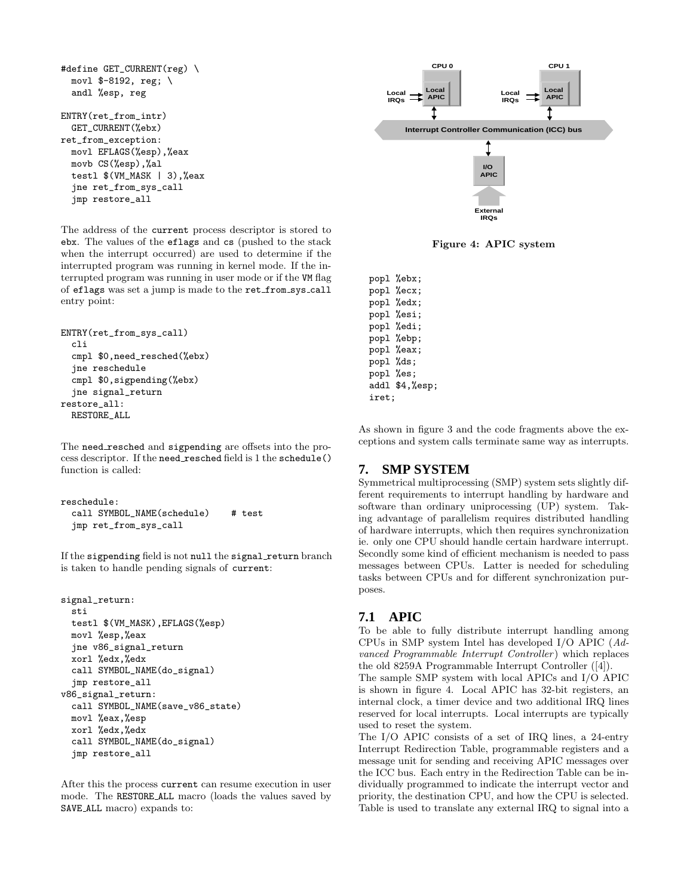```
#define GET_CURRENT(reg) \
  movl $-8192, reg; \
  andl %esp, reg

ENTRY(ret_from_intr)
  GET_CURRENT(%ebx)
ret_from_exception:
  movl EFLAGS(%esp),%eax
  movb CS(%esp),%al
  testl $(VM_MASK | 3),%eax
  jne ret_from_sys_call
  jmp restore_all
```

The address of the current process descriptor is stored to ebx. The values of the eflags and cs (pushed to the stack when the interrupt occurred) are used to determine if the interrupted program was running in kernel mode. If the interrupted program was running in user mode or if the VM flag of eflags was set a jump is made to the ret_from_sys_call entry point:

```
ENTRY(ret_from_sys_call)
  cli
  cmpl $0,need_resched(%ebx)
  jne reschedule
  cmpl $0,sigpending(%ebx)
  jne signal_return
restore_all:
  RESTORE_ALL
```

The need_resched and sigpending are offsets into the process descriptor. If the need_resched field is 1 the schedule() function is called:

```
reschedule:
  call SYMBOL_NAME(schedule)    # test
  jmp ret_from_sys_call
```

If the sigpending field is not null the signal_return branch is taken to handle pending signals of current:

```
signal_return:
  sti
  testl $(VM_MASK),EFLAGS(%esp)
  movl %esp,%eax
  jne v86_signal_return
  xorl %edx,%edx
  call SYMBOL_NAME(do_signal)
  jmp restore_all
v86_signal_return:
  call SYMBOL_NAME(save_v86_state)
  movl %eax,%esp
  xorl %edx,%edx
  call SYMBOL_NAME(do_signal)
  jmp restore_all
```

After this the process current can resume execution in user mode. The RESTORE_ALL macro (loads the values saved by SAVE_ALL macro) expands to:

Figure 4: APIC system

```
popl %ebx;
popl %ecx;
popl %edx;
popl %esi;
popl %edi;
popl %ebp;
popl %eax;
popl %ds;
popl %es;
addl $4,%esp;
iret;
```

As shown in figure 3 and the code fragments above the exceptions and system calls terminate same way as interrupts.

## 7. SMP SYSTEM

Symmetrical multiprocessing (SMP) system sets slightly different requirements to interrupt handling by hardware and software than ordinary uniprocessing (UP) system. Taking advantage of parallelism requires distributed handling of hardware interrupts, which then requires synchronization ie. only one CPU should handle certain hardware interrupt. Secondly some kind of efficient mechanism is needed to pass messages between CPUs. Latter is needed for scheduling tasks between CPUs and for different synchronization purposes.

### 7.1 APIC

To be able to fully distribute interrupt handling among CPUs in SMP system Intel has developed I/O APIC (*Advanced Programmable Interrupt Controller*) which replaces the old 8259A Programmable Interrupt Controller ([4]).
The sample SMP system with local APICs and I/O APIC is shown in figure 4. Local APIC has 32-bit registers, an internal clock, a timer device and two additional IRQ lines reserved for local interrupts. Local interrupts are typically used to reset the system.
The I/O APIC consists of a set of IRQ lines, a 24-entry Interrupt Redirection Table, programmable registers and a message unit for sending and receiving APIC messages over the ICC bus. Each entry in the Redirection Table can be individually programmed to indicate the interrupt vector and priority, the destination CPU, and how the CPU is selected. Table is used to translate any external IRQ to signal into a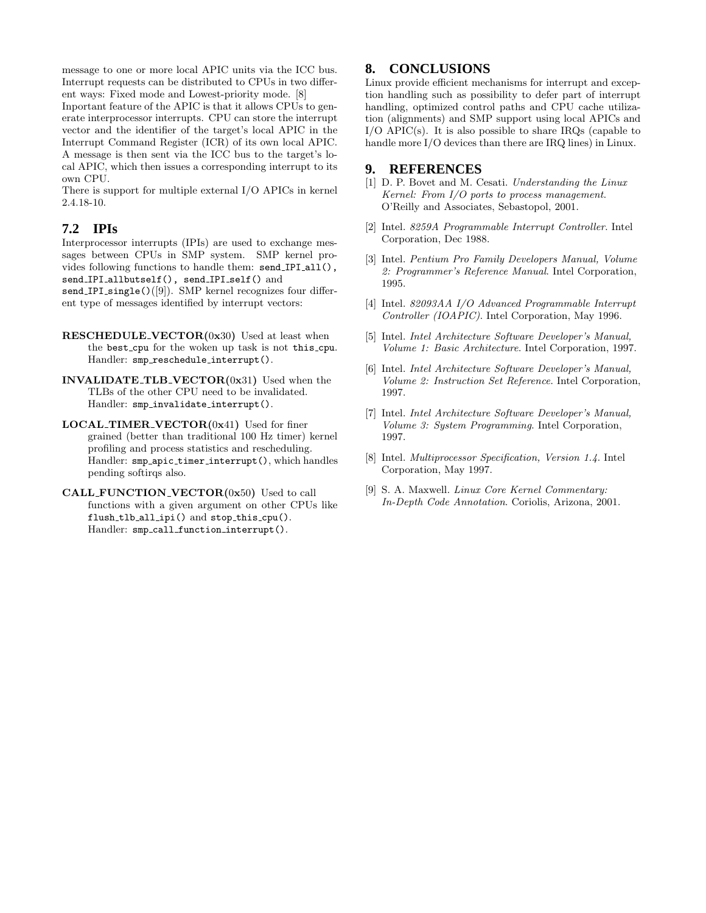message to one or more local APIC units via the ICC bus. Interrupt requests can be distributed to CPUs in two different ways: Fixed mode and Lowest-priority mode. [8]

Inportant feature of the APIC is that it allows CPUs to generate interprocessor interrupts. CPU can store the interrupt vector and the identifier of the target's local APIC in the Interrupt Command Register (ICR) of its own local APIC. A message is then sent via the ICC bus to the target's local APIC, which then issues a corresponding interrupt to its own CPU.

There is support for multiple external I/O APICs in kernel 2.4.18-10.

## 7.2 IPIs

Interprocessor interrupts (IPIs) are used to exchange messages between CPUs in SMP system. SMP kernel provides following functions to handle them: `send_IPI_all()`, `send_IPI_allbutself()`, `send_IPI_self()` and `send_IPI_single()`([9]). SMP kernel recognizes four different type of messages identified by interrupt vectors:

**RESCHEDULE_VECTOR(0x30)** Used at least when the `best_cpu` for the woken up task is not `this_cpu`. Handler: `smp_reschedule_interrupt()`.

**INVALIDATE_TLB_VECTOR(0x31)** Used when the TLBs of the other CPU need to be invalidated. Handler: `smp_invalidate_interrupt()`.

**LOCAL_TIMER_VECTOR(0x41)** Used for finer grained (better than traditional 100 Hz timer) kernel profiling and process statistics and rescheduling. Handler: `smp_apic_timer_interrupt()`, which handles pending softirqs also.

**CALL_FUNCTION_VECTOR(0x50)** Used to call functions with a given argument on other CPUs like `flush_tlb_all_ipi()` and `stop_this_cpu()`. Handler: `smp_call_function_interrupt()`.

# 8. CONCLUSIONS

Linux provide efficient mechanisms for interrupt and exception handling such as possibility to defer part of interrupt handling, optimized control paths and CPU cache utilization (alignments) and SMP support using local APICs and I/O APIC(s). It is also possible to share IRQs (capable to handle more I/O devices than there are IRQ lines) in Linux.

# 9. REFERENCES

[1] D. P. Bovet and M. Cesati. *Understanding the Linux Kernel: From I/O ports to process management*. O'Reilly and Associates, Sebastopol, 2001.

[2] Intel. *8259A Programmable Interrupt Controller*. Intel Corporation, Dec 1988.

[3] Intel. *Pentium Pro Family Developers Manual, Volume 2: Programmer's Reference Manual*. Intel Corporation, 1995.

[4] Intel. *82093AA I/O Advanced Programmable Interrupt Controller (IOAPIC)*. Intel Corporation, May 1996.

[5] Intel. *Intel Architecture Software Developer's Manual, Volume 1: Basic Architecture*. Intel Corporation, 1997.

[6] Intel. *Intel Architecture Software Developer's Manual, Volume 2: Instruction Set Reference*. Intel Corporation, 1997.

[7] Intel. *Intel Architecture Software Developer's Manual, Volume 3: System Programming*. Intel Corporation, 1997.

[8] Intel. *Multiprocessor Specification, Version 1.4*. Intel Corporation, May 1997.

[9] S. A. Maxwell. *Linux Core Kernel Commentary: In-Depth Code Annotation*. Coriolis, Arizona, 2001.